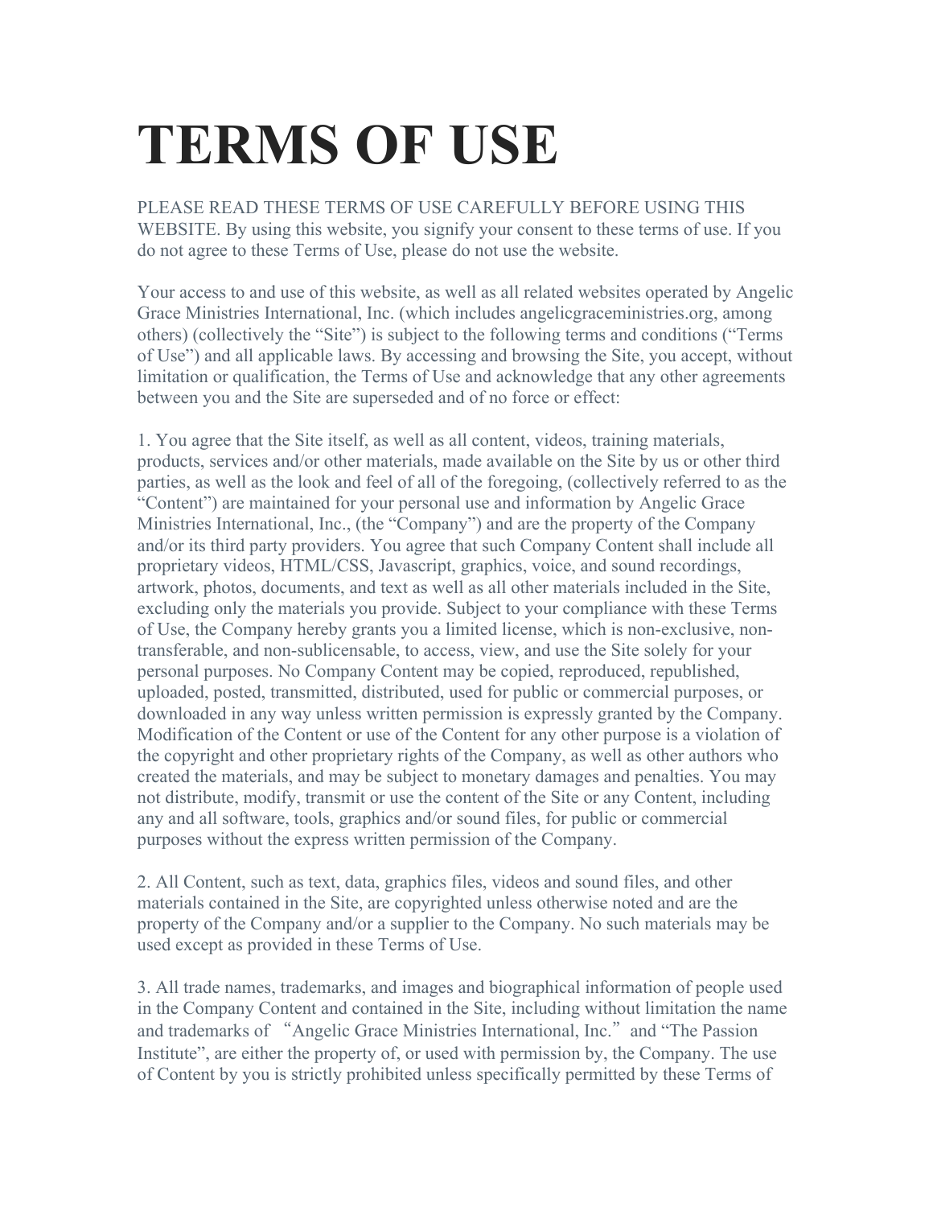# TERMS OF USE

PLEASE READ THESE TERMS OF USE CAREFULLY BEFORE USING THIS WEBSITE. By using this website, you signify your consent to these terms of use. If you do not agree to these Terms of Use, please do not use the website.

Your access to and use of this website, as well as all related websites operated by Angelic Grace Ministries International, Inc. (which includes angelicgraceministries.org, among others) (collectively the "Site") is subject to the following terms and conditions ("Terms of Use") and all applicable laws. By accessing and browsing the Site, you accept, without limitation or qualification, the Terms of Use and acknowledge that any other agreements between you and the Site are superseded and of no force or effect:

1. You agree that the Site itself, as well as all content, videos, training materials, products, services and/or other materials, made available on the Site by us or other third parties, as well as the look and feel of all of the foregoing, (collectively referred to as the "Content") are maintained for your personal use and information by Angelic Grace Ministries International, Inc., (the "Company") and are the property of the Company and/or its third party providers. You agree that such Company Content shall include all proprietary videos, HTML/CSS, Javascript, graphics, voice, and sound recordings, artwork, photos, documents, and text as well as all other materials included in the Site, excluding only the materials you provide. Subject to your compliance with these Terms of Use, the Company hereby grants you a limited license, which is non-exclusive, non-transferable, and non-sublicensable, to access, view, and use the Site solely for your personal purposes. No Company Content may be copied, reproduced, republished, uploaded, posted, transmitted, distributed, used for public or commercial purposes, or downloaded in any way unless written permission is expressly granted by the Company. Modification of the Content or use of the Content for any other purpose is a violation of the copyright and other proprietary rights of the Company, as well as other authors who created the materials, and may be subject to monetary damages and penalties. You may not distribute, modify, transmit or use the content of the Site or any Content, including any and all software, tools, graphics and/or sound files, for public or commercial purposes without the express written permission of the Company.

2. All Content, such as text, data, graphics files, videos and sound files, and other materials contained in the Site, are copyrighted unless otherwise noted and are the property of the Company and/or a supplier to the Company. No such materials may be used except as provided in these Terms of Use.

3. All trade names, trademarks, and images and biographical information of people used in the Company Content and contained in the Site, including without limitation the name and trademarks of "Angelic Grace Ministries International, Inc." and "The Passion Institute", are either the property of, or used with permission by, the Company. The use of Content by you is strictly prohibited unless specifically permitted by these Terms of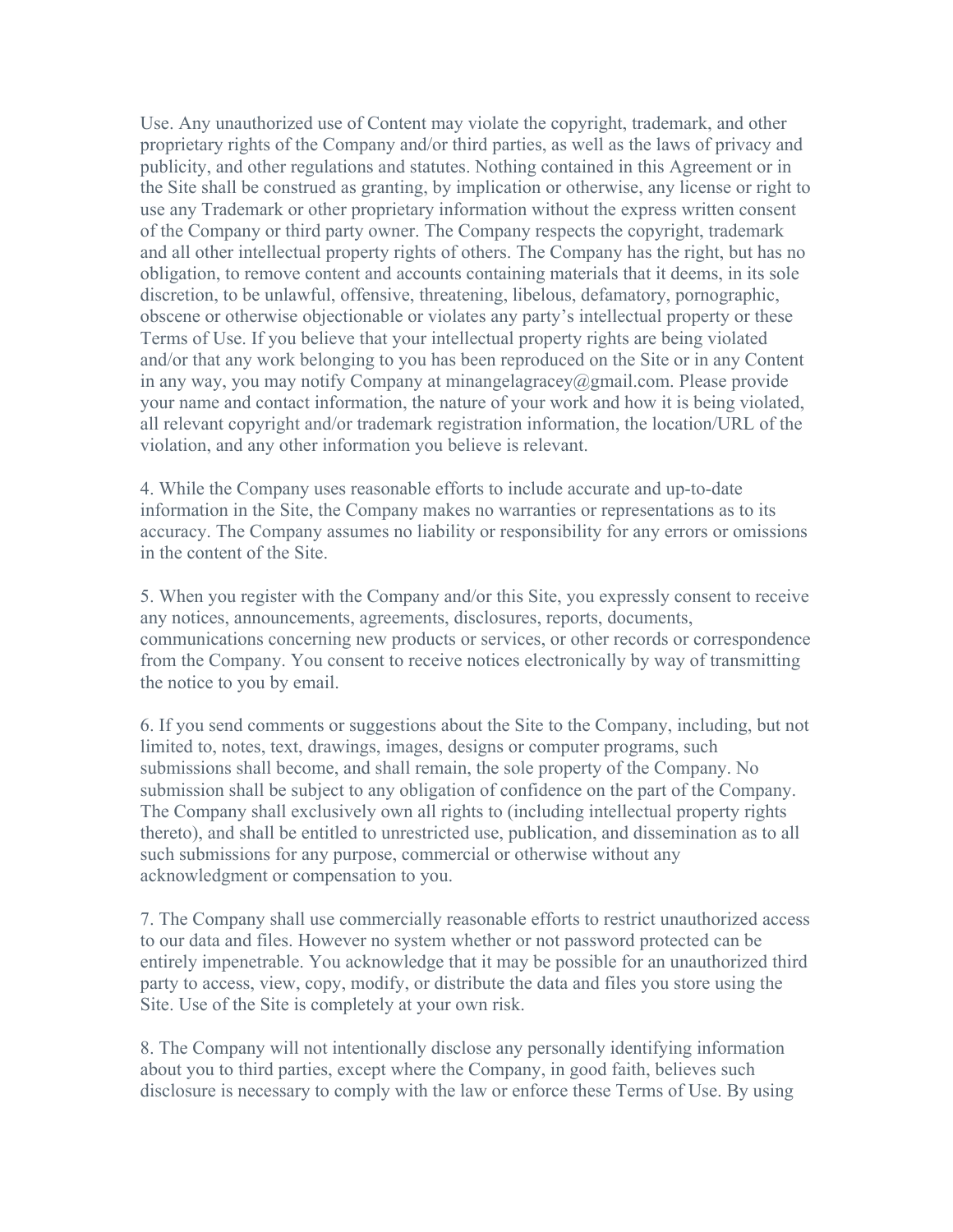Use. Any unauthorized use of Content may violate the copyright, trademark, and other proprietary rights of the Company and/or third parties, as well as the laws of privacy and publicity, and other regulations and statutes. Nothing contained in this Agreement or in the Site shall be construed as granting, by implication or otherwise, any license or right to use any Trademark or other proprietary information without the express written consent of the Company or third party owner. The Company respects the copyright, trademark and all other intellectual property rights of others. The Company has the right, but has no obligation, to remove content and accounts containing materials that it deems, in its sole discretion, to be unlawful, offensive, threatening, libelous, defamatory, pornographic, obscene or otherwise objectionable or violates any party's intellectual property or these Terms of Use. If you believe that your intellectual property rights are being violated and/or that any work belonging to you has been reproduced on the Site or in any Content in any way, you may notify Company at minangelagracey@gmail.com. Please provide your name and contact information, the nature of your work and how it is being violated, all relevant copyright and/or trademark registration information, the location/URL of the violation, and any other information you believe is relevant.

4. While the Company uses reasonable efforts to include accurate and up-to-date information in the Site, the Company makes no warranties or representations as to its accuracy. The Company assumes no liability or responsibility for any errors or omissions in the content of the Site.

5. When you register with the Company and/or this Site, you expressly consent to receive any notices, announcements, agreements, disclosures, reports, documents, communications concerning new products or services, or other records or correspondence from the Company. You consent to receive notices electronically by way of transmitting the notice to you by email.

6. If you send comments or suggestions about the Site to the Company, including, but not limited to, notes, text, drawings, images, designs or computer programs, such submissions shall become, and shall remain, the sole property of the Company. No submission shall be subject to any obligation of confidence on the part of the Company. The Company shall exclusively own all rights to (including intellectual property rights thereto), and shall be entitled to unrestricted use, publication, and dissemination as to all such submissions for any purpose, commercial or otherwise without any acknowledgment or compensation to you.

7. The Company shall use commercially reasonable efforts to restrict unauthorized access to our data and files. However no system whether or not password protected can be entirely impenetrable. You acknowledge that it may be possible for an unauthorized third party to access, view, copy, modify, or distribute the data and files you store using the Site. Use of the Site is completely at your own risk.

8. The Company will not intentionally disclose any personally identifying information about you to third parties, except where the Company, in good faith, believes such disclosure is necessary to comply with the law or enforce these Terms of Use. By using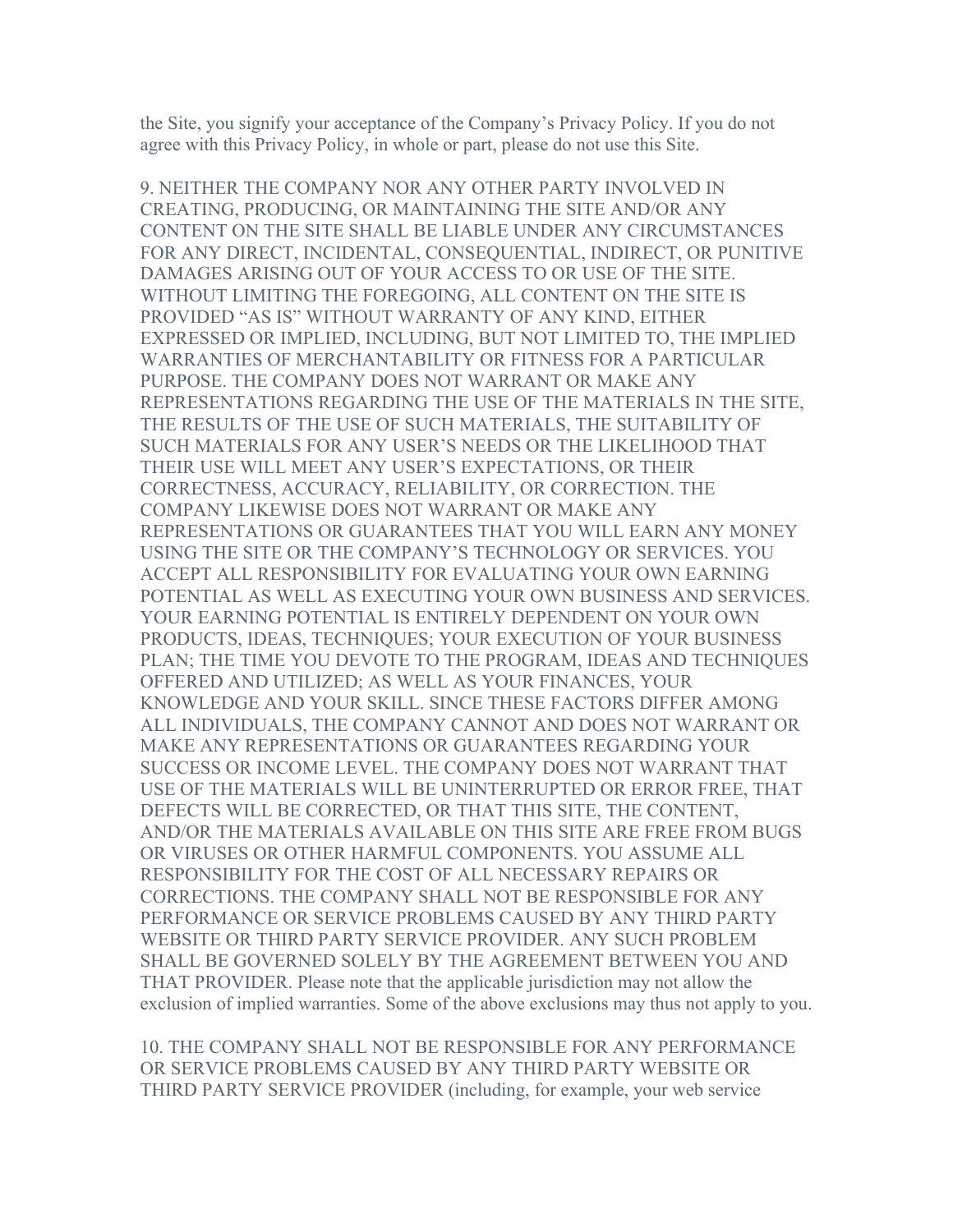the Site, you signify your acceptance of the Company's Privacy Policy. If you do not agree with this Privacy Policy, in whole or part, please do not use this Site.

9. NEITHER THE COMPANY NOR ANY OTHER PARTY INVOLVED IN CREATING, PRODUCING, OR MAINTAINING THE SITE AND/OR ANY CONTENT ON THE SITE SHALL BE LIABLE UNDER ANY CIRCUMSTANCES FOR ANY DIRECT, INCIDENTAL, CONSEQUENTIAL, INDIRECT, OR PUNITIVE DAMAGES ARISING OUT OF YOUR ACCESS TO OR USE OF THE SITE. WITHOUT LIMITING THE FOREGOING, ALL CONTENT ON THE SITE IS PROVIDED "AS IS" WITHOUT WARRANTY OF ANY KIND, EITHER EXPRESSED OR IMPLIED, INCLUDING, BUT NOT LIMITED TO, THE IMPLIED WARRANTIES OF MERCHANTABILITY OR FITNESS FOR A PARTICULAR PURPOSE. THE COMPANY DOES NOT WARRANT OR MAKE ANY REPRESENTATIONS REGARDING THE USE OF THE MATERIALS IN THE SITE, THE RESULTS OF THE USE OF SUCH MATERIALS, THE SUITABILITY OF SUCH MATERIALS FOR ANY USER'S NEEDS OR THE LIKELIHOOD THAT THEIR USE WILL MEET ANY USER'S EXPECTATIONS, OR THEIR CORRECTNESS, ACCURACY, RELIABILITY, OR CORRECTION. THE COMPANY LIKEWISE DOES NOT WARRANT OR MAKE ANY REPRESENTATIONS OR GUARANTEES THAT YOU WILL EARN ANY MONEY USING THE SITE OR THE COMPANY'S TECHNOLOGY OR SERVICES. YOU ACCEPT ALL RESPONSIBILITY FOR EVALUATING YOUR OWN EARNING POTENTIAL AS WELL AS EXECUTING YOUR OWN BUSINESS AND SERVICES. YOUR EARNING POTENTIAL IS ENTIRELY DEPENDENT ON YOUR OWN PRODUCTS, IDEAS, TECHNIQUES; YOUR EXECUTION OF YOUR BUSINESS PLAN; THE TIME YOU DEVOTE TO THE PROGRAM, IDEAS AND TECHNIQUES OFFERED AND UTILIZED; AS WELL AS YOUR FINANCES, YOUR KNOWLEDGE AND YOUR SKILL. SINCE THESE FACTORS DIFFER AMONG ALL INDIVIDUALS, THE COMPANY CANNOT AND DOES NOT WARRANT OR MAKE ANY REPRESENTATIONS OR GUARANTEES REGARDING YOUR SUCCESS OR INCOME LEVEL. THE COMPANY DOES NOT WARRANT THAT USE OF THE MATERIALS WILL BE UNINTERRUPTED OR ERROR FREE, THAT DEFECTS WILL BE CORRECTED, OR THAT THIS SITE, THE CONTENT, AND/OR THE MATERIALS AVAILABLE ON THIS SITE ARE FREE FROM BUGS OR VIRUSES OR OTHER HARMFUL COMPONENTS. YOU ASSUME ALL RESPONSIBILITY FOR THE COST OF ALL NECESSARY REPAIRS OR CORRECTIONS. THE COMPANY SHALL NOT BE RESPONSIBLE FOR ANY PERFORMANCE OR SERVICE PROBLEMS CAUSED BY ANY THIRD PARTY WEBSITE OR THIRD PARTY SERVICE PROVIDER. ANY SUCH PROBLEM SHALL BE GOVERNED SOLELY BY THE AGREEMENT BETWEEN YOU AND THAT PROVIDER. Please note that the applicable jurisdiction may not allow the exclusion of implied warranties. Some of the above exclusions may thus not apply to you.

10. THE COMPANY SHALL NOT BE RESPONSIBLE FOR ANY PERFORMANCE OR SERVICE PROBLEMS CAUSED BY ANY THIRD PARTY WEBSITE OR THIRD PARTY SERVICE PROVIDER (including, for example, your web service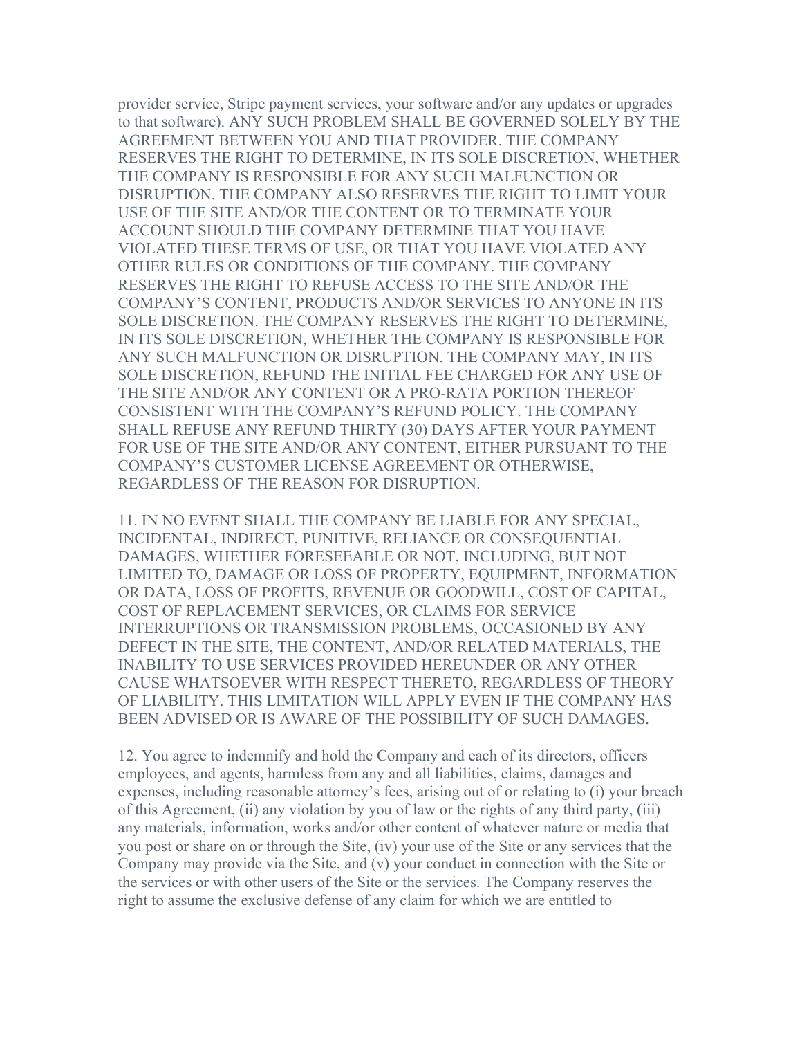provider service, Stripe payment services, your software and/or any updates or upgrades to that software). ANY SUCH PROBLEM SHALL BE GOVERNED SOLELY BY THE AGREEMENT BETWEEN YOU AND THAT PROVIDER. THE COMPANY RESERVES THE RIGHT TO DETERMINE, IN ITS SOLE DISCRETION, WHETHER THE COMPANY IS RESPONSIBLE FOR ANY SUCH MALFUNCTION OR DISRUPTION. THE COMPANY ALSO RESERVES THE RIGHT TO LIMIT YOUR USE OF THE SITE AND/OR THE CONTENT OR TO TERMINATE YOUR ACCOUNT SHOULD THE COMPANY DETERMINE THAT YOU HAVE VIOLATED THESE TERMS OF USE, OR THAT YOU HAVE VIOLATED ANY OTHER RULES OR CONDITIONS OF THE COMPANY. THE COMPANY RESERVES THE RIGHT TO REFUSE ACCESS TO THE SITE AND/OR THE COMPANY'S CONTENT, PRODUCTS AND/OR SERVICES TO ANYONE IN ITS SOLE DISCRETION. THE COMPANY RESERVES THE RIGHT TO DETERMINE, IN ITS SOLE DISCRETION, WHETHER THE COMPANY IS RESPONSIBLE FOR ANY SUCH MALFUNCTION OR DISRUPTION. THE COMPANY MAY, IN ITS SOLE DISCRETION, REFUND THE INITIAL FEE CHARGED FOR ANY USE OF THE SITE AND/OR ANY CONTENT OR A PRO-RATA PORTION THEREOF CONSISTENT WITH THE COMPANY'S REFUND POLICY. THE COMPANY SHALL REFUSE ANY REFUND THIRTY (30) DAYS AFTER YOUR PAYMENT FOR USE OF THE SITE AND/OR ANY CONTENT, EITHER PURSUANT TO THE COMPANY'S CUSTOMER LICENSE AGREEMENT OR OTHERWISE, REGARDLESS OF THE REASON FOR DISRUPTION.

11. IN NO EVENT SHALL THE COMPANY BE LIABLE FOR ANY SPECIAL, INCIDENTAL, INDIRECT, PUNITIVE, RELIANCE OR CONSEQUENTIAL DAMAGES, WHETHER FORESEEABLE OR NOT, INCLUDING, BUT NOT LIMITED TO, DAMAGE OR LOSS OF PROPERTY, EQUIPMENT, INFORMATION OR DATA, LOSS OF PROFITS, REVENUE OR GOODWILL, COST OF CAPITAL, COST OF REPLACEMENT SERVICES, OR CLAIMS FOR SERVICE INTERRUPTIONS OR TRANSMISSION PROBLEMS, OCCASIONED BY ANY DEFECT IN THE SITE, THE CONTENT, AND/OR RELATED MATERIALS, THE INABILITY TO USE SERVICES PROVIDED HEREUNDER OR ANY OTHER CAUSE WHATSOEVER WITH RESPECT THERETO, REGARDLESS OF THEORY OF LIABILITY. THIS LIMITATION WILL APPLY EVEN IF THE COMPANY HAS BEEN ADVISED OR IS AWARE OF THE POSSIBILITY OF SUCH DAMAGES.

12. You agree to indemnify and hold the Company and each of its directors, officers employees, and agents, harmless from any and all liabilities, claims, damages and expenses, including reasonable attorney's fees, arising out of or relating to (i) your breach of this Agreement, (ii) any violation by you of law or the rights of any third party, (iii) any materials, information, works and/or other content of whatever nature or media that you post or share on or through the Site, (iv) your use of the Site or any services that the Company may provide via the Site, and (v) your conduct in connection with the Site or the services or with other users of the Site or the services. The Company reserves the right to assume the exclusive defense of any claim for which we are entitled to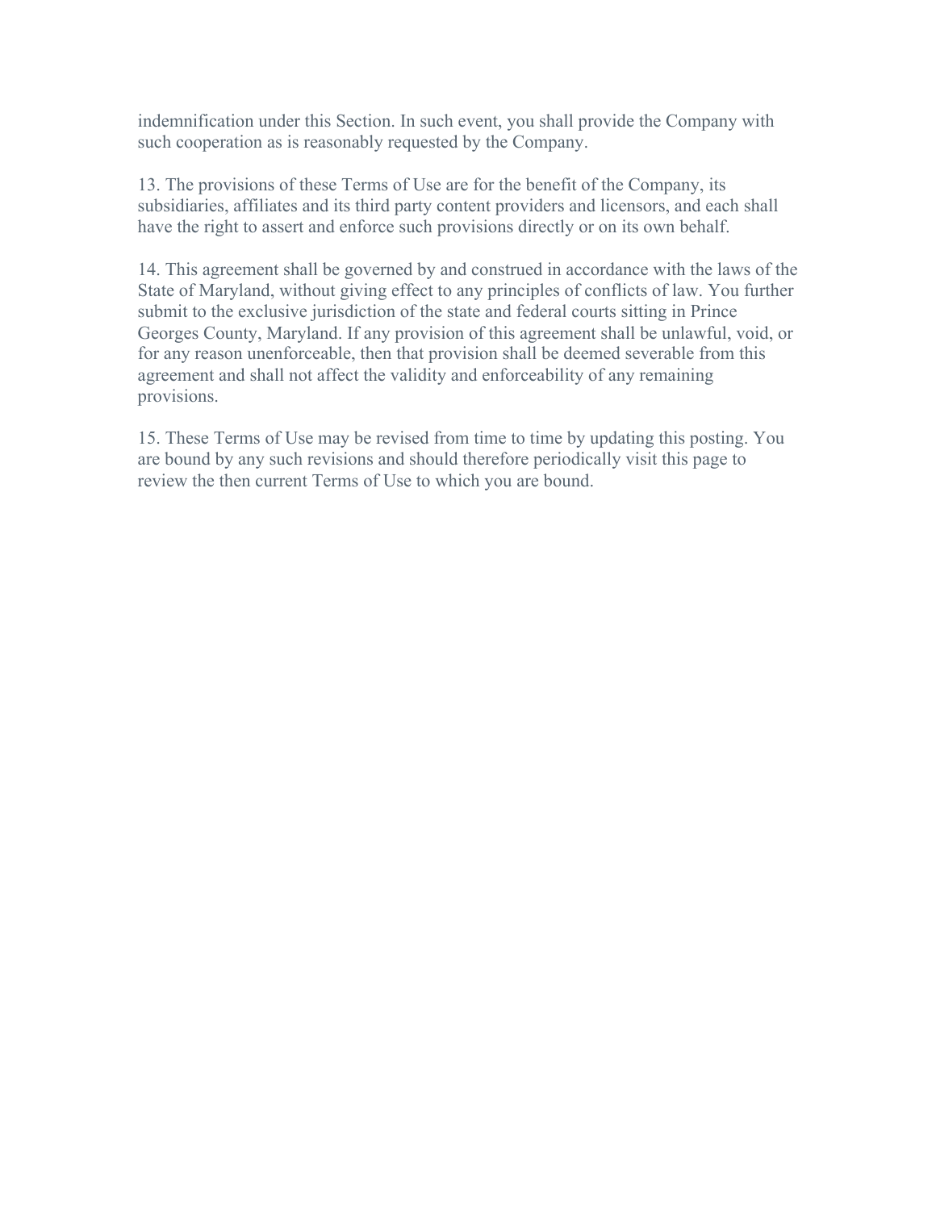indemnification under this Section. In such event, you shall provide the Company with such cooperation as is reasonably requested by the Company.

13. The provisions of these Terms of Use are for the benefit of the Company, its subsidiaries, affiliates and its third party content providers and licensors, and each shall have the right to assert and enforce such provisions directly or on its own behalf.

14. This agreement shall be governed by and construed in accordance with the laws of the State of Maryland, without giving effect to any principles of conflicts of law. You further submit to the exclusive jurisdiction of the state and federal courts sitting in Prince Georges County, Maryland. If any provision of this agreement shall be unlawful, void, or for any reason unenforceable, then that provision shall be deemed severable from this agreement and shall not affect the validity and enforceability of any remaining provisions.

15. These Terms of Use may be revised from time to time by updating this posting. You are bound by any such revisions and should therefore periodically visit this page to review the then current Terms of Use to which you are bound.